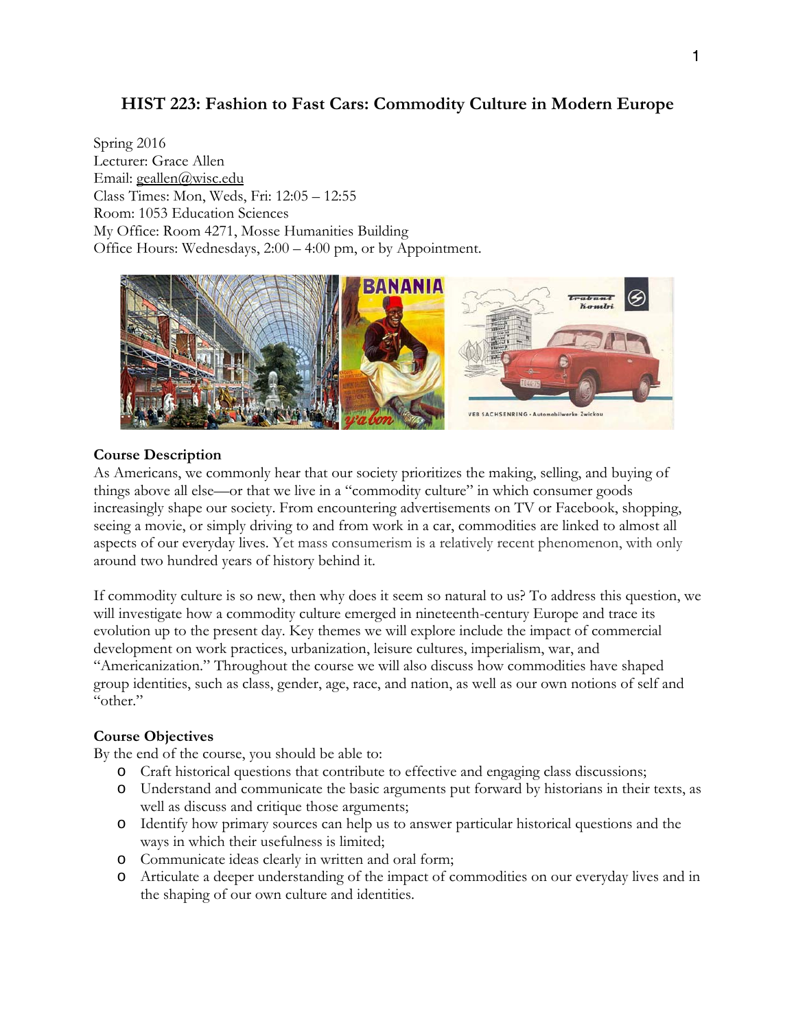# HIST 223: Fashion to Fast Cars: Commodity Culture in Modern Europe

Spring 2016
Lecturer: Grace Allen
Email: geallen@wisc.edu
Class Times: Mon, Weds, Fri: 12:05 – 12:55
Room: 1053 Education Sciences
My Office: Room 4271, Mosse Humanities Building
Office Hours: Wednesdays, 2:00 – 4:00 pm, or by Appointment.

## Course Description

As Americans, we commonly hear that our society prioritizes the making, selling, and buying of things above all else—or that we live in a "commodity culture" in which consumer goods increasingly shape our society. From encountering advertisements on TV or Facebook, shopping, seeing a movie, or simply driving to and from work in a car, commodities are linked to almost all aspects of our everyday lives. Yet mass consumerism is a relatively recent phenomenon, with only around two hundred years of history behind it.

If commodity culture is so new, then why does it seem so natural to us? To address this question, we will investigate how a commodity culture emerged in nineteenth-century Europe and trace its evolution up to the present day. Key themes we will explore include the impact of commercial development on work practices, urbanization, leisure cultures, imperialism, war, and "Americanization." Throughout the course we will also discuss how commodities have shaped group identities, such as class, gender, age, race, and nation, as well as our own notions of self and "other."

## Course Objectives

By the end of the course, you should be able to:

- Craft historical questions that contribute to effective and engaging class discussions;
- Understand and communicate the basic arguments put forward by historians in their texts, as well as discuss and critique those arguments;
- Identify how primary sources can help us to answer particular historical questions and the ways in which their usefulness is limited;
- Communicate ideas clearly in written and oral form;
- Articulate a deeper understanding of the impact of commodities on our everyday lives and in the shaping of our own culture and identities.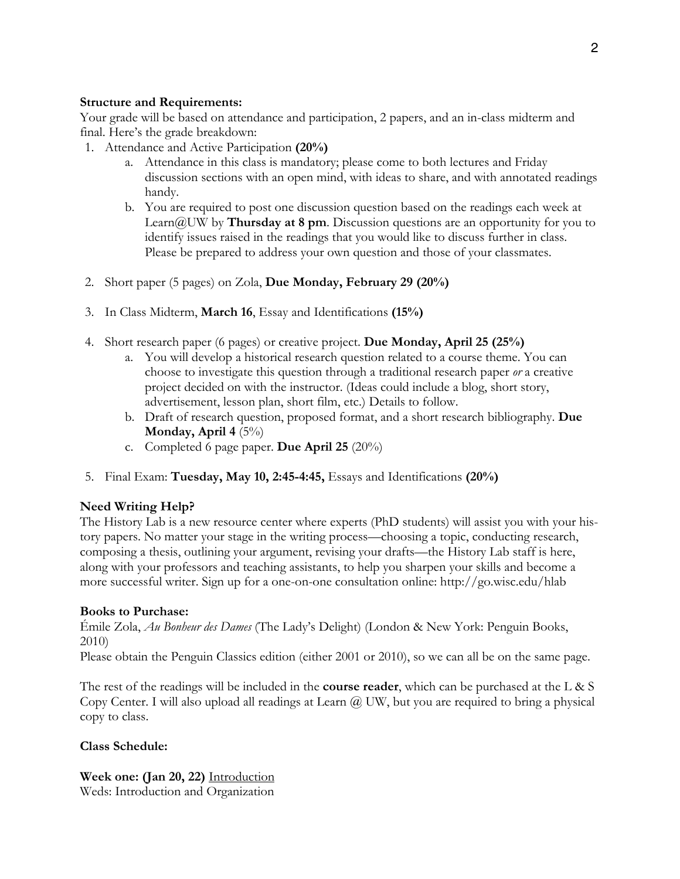**Structure and Requirements:**
Your grade will be based on attendance and participation, 2 papers, and an in-class midterm and final. Here's the grade breakdown:

1. Attendance and Active Participation **(20%)**
   a. Attendance in this class is mandatory; please come to both lectures and Friday discussion sections with an open mind, with ideas to share, and with annotated readings handy.
   b. You are required to post one discussion question based on the readings each week at Learn@UW by **Thursday at 8 pm**. Discussion questions are an opportunity for you to identify issues raised in the readings that you would like to discuss further in class. Please be prepared to address your own question and those of your classmates.

2. Short paper (5 pages) on Zola, **Due Monday, February 29 (20%)**

3. In Class Midterm, **March 16**, Essay and Identifications **(15%)**

4. Short research paper (6 pages) or creative project. **Due Monday, April 25 (25%)**
   a. You will develop a historical research question related to a course theme. You can choose to investigate this question through a traditional research paper *or* a creative project decided on with the instructor. (Ideas could include a blog, short story, advertisement, lesson plan, short film, etc.) Details to follow.
   b. Draft of research question, proposed format, and a short research bibliography. **Due Monday, April 4** (5%)
   c. Completed 6 page paper. **Due April 25** (20%)

5. Final Exam: **Tuesday, May 10, 2:45-4:45,** Essays and Identifications **(20%)**

**Need Writing Help?**
The History Lab is a new resource center where experts (PhD students) will assist you with your history papers. No matter your stage in the writing process—choosing a topic, conducting research, composing a thesis, outlining your argument, revising your drafts—the History Lab staff is here, along with your professors and teaching assistants, to help you sharpen your skills and become a more successful writer. Sign up for a one-on-one consultation online: http://go.wisc.edu/hlab

**Books to Purchase:**
Émile Zola, *Au Bonheur des Dames* (The Lady's Delight) (London & New York: Penguin Books, 2010)
Please obtain the Penguin Classics edition (either 2001 or 2010), so we can all be on the same page.

The rest of the readings will be included in the **course reader**, which can be purchased at the L & S Copy Center. I will also upload all readings at Learn @ UW, but you are required to bring a physical copy to class.

**Class Schedule:**

**Week one: (Jan 20, 22)** <u>Introduction</u>
Weds: Introduction and Organization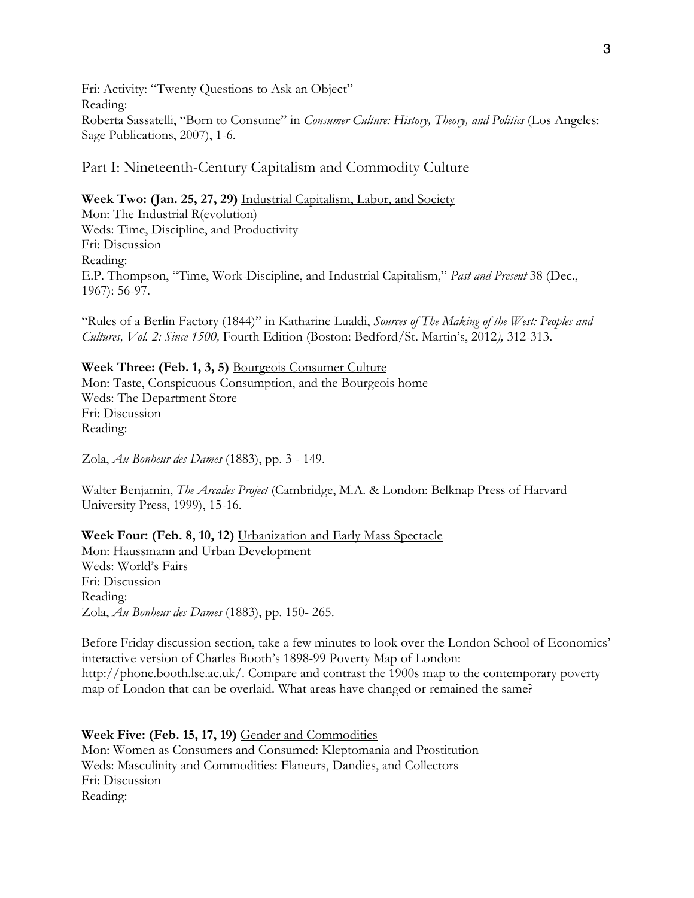Fri: Activity: "Twenty Questions to Ask an Object"
Reading:
Roberta Sassatelli, "Born to Consume" in *Consumer Culture: History, Theory, and Politics* (Los Angeles: Sage Publications, 2007), 1-6.

## Part I: Nineteenth-Century Capitalism and Commodity Culture

**Week Two: (Jan. 25, 27, 29)** <u>Industrial Capitalism, Labor, and Society</u>
Mon: The Industrial R(evolution)
Weds: Time, Discipline, and Productivity
Fri: Discussion
Reading:
E.P. Thompson, "Time, Work-Discipline, and Industrial Capitalism," *Past and Present* 38 (Dec., 1967): 56-97.

"Rules of a Berlin Factory (1844)" in Katharine Lualdi, *Sources of The Making of the West: Peoples and Cultures, Vol. 2: Since 1500,* Fourth Edition (Boston: Bedford/St. Martin's, 2012*),* 312-313.

**Week Three: (Feb. 1, 3, 5)** <u>Bourgeois Consumer Culture</u>
Mon: Taste, Conspicuous Consumption, and the Bourgeois home
Weds: The Department Store
Fri: Discussion
Reading:

Zola, *Au Bonheur des Dames* (1883), pp. 3 - 149.

Walter Benjamin, *The Arcades Project* (Cambridge, M.A. & London: Belknap Press of Harvard University Press, 1999), 15-16.

**Week Four: (Feb. 8, 10, 12)** <u>Urbanization and Early Mass Spectacle</u>
Mon: Haussmann and Urban Development
Weds: World's Fairs
Fri: Discussion
Reading:
Zola, *Au Bonheur des Dames* (1883), pp. 150- 265.

Before Friday discussion section, take a few minutes to look over the London School of Economics' interactive version of Charles Booth's 1898-99 Poverty Map of London: http://phone.booth.lse.ac.uk/. Compare and contrast the 1900s map to the contemporary poverty map of London that can be overlaid. What areas have changed or remained the same?

**Week Five: (Feb. 15, 17, 19)** <u>Gender and Commodities</u>
Mon: Women as Consumers and Consumed: Kleptomania and Prostitution
Weds: Masculinity and Commodities: Flaneurs, Dandies, and Collectors
Fri: Discussion
Reading: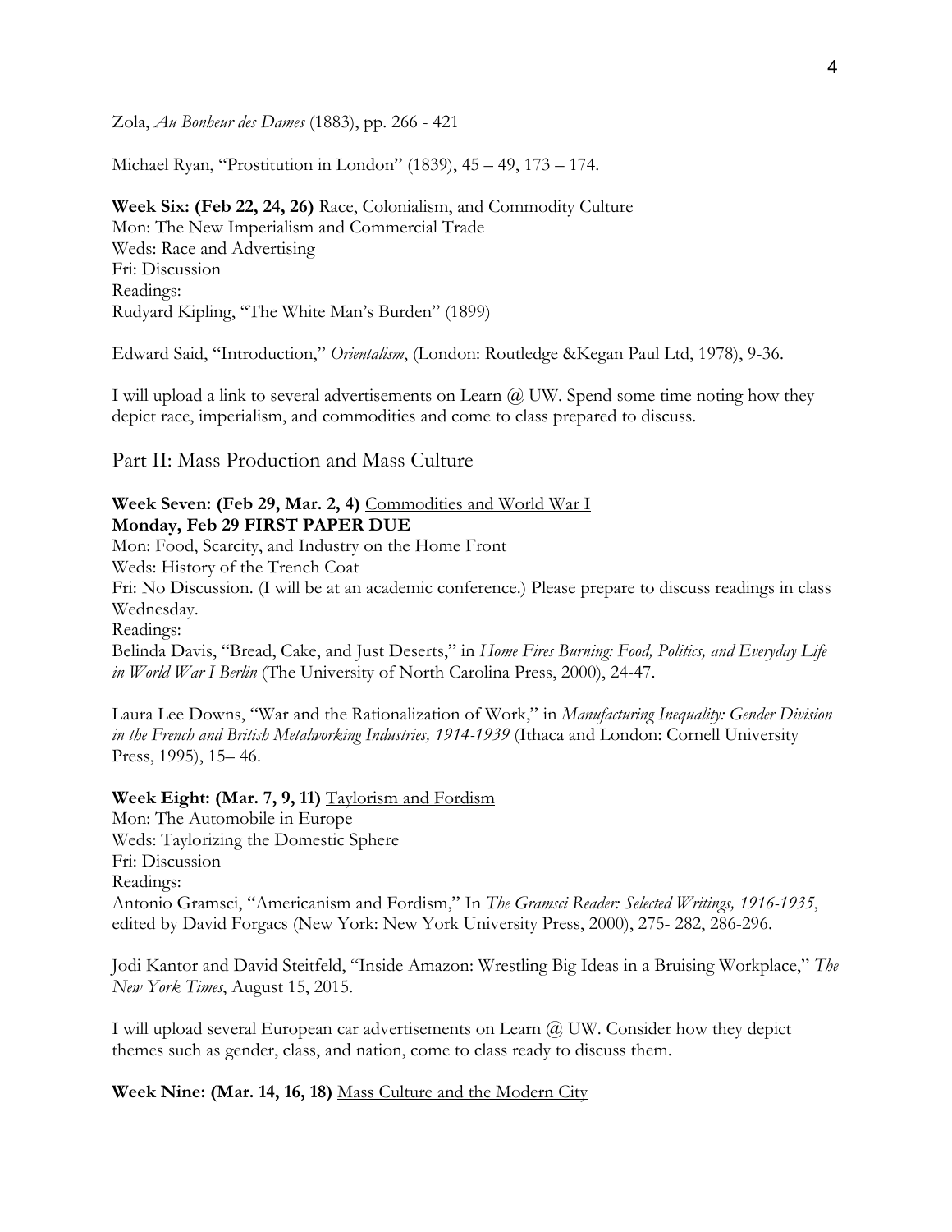Zola, *Au Bonheur des Dames* (1883), pp. 266 - 421

Michael Ryan, "Prostitution in London" (1839), 45 – 49, 173 – 174.

**Week Six: (Feb 22, 24, 26)** <u>Race, Colonialism, and Commodity Culture</u>
Mon: The New Imperialism and Commercial Trade
Weds: Race and Advertising
Fri: Discussion
Readings:
Rudyard Kipling, "The White Man's Burden" (1899)

Edward Said, "Introduction," *Orientalism*, (London: Routledge &Kegan Paul Ltd, 1978), 9-36.

I will upload a link to several advertisements on Learn @ UW. Spend some time noting how they depict race, imperialism, and commodities and come to class prepared to discuss.

## Part II: Mass Production and Mass Culture

**Week Seven: (Feb 29, Mar. 2, 4)** <u>Commodities and World War I</u>
**Monday, Feb 29 FIRST PAPER DUE**
Mon: Food, Scarcity, and Industry on the Home Front
Weds: History of the Trench Coat
Fri: No Discussion. (I will be at an academic conference.) Please prepare to discuss readings in class Wednesday.
Readings:
Belinda Davis, "Bread, Cake, and Just Deserts," in *Home Fires Burning: Food, Politics, and Everyday Life in World War I Berlin* (The University of North Carolina Press, 2000), 24-47.

Laura Lee Downs, "War and the Rationalization of Work," in *Manufacturing Inequality: Gender Division in the French and British Metalworking Industries, 1914-1939* (Ithaca and London: Cornell University Press, 1995), 15– 46.

**Week Eight: (Mar. 7, 9, 11)** <u>Taylorism and Fordism</u>
Mon: The Automobile in Europe
Weds: Taylorizing the Domestic Sphere
Fri: Discussion
Readings:
Antonio Gramsci, "Americanism and Fordism," In *The Gramsci Reader: Selected Writings, 1916-1935*, edited by David Forgacs (New York: New York University Press, 2000), 275- 282, 286-296.

Jodi Kantor and David Steitfeld, "Inside Amazon: Wrestling Big Ideas in a Bruising Workplace," *The New York Times*, August 15, 2015.

I will upload several European car advertisements on Learn @ UW. Consider how they depict themes such as gender, class, and nation, come to class ready to discuss them.

**Week Nine: (Mar. 14, 16, 18)** <u>Mass Culture and the Modern City</u>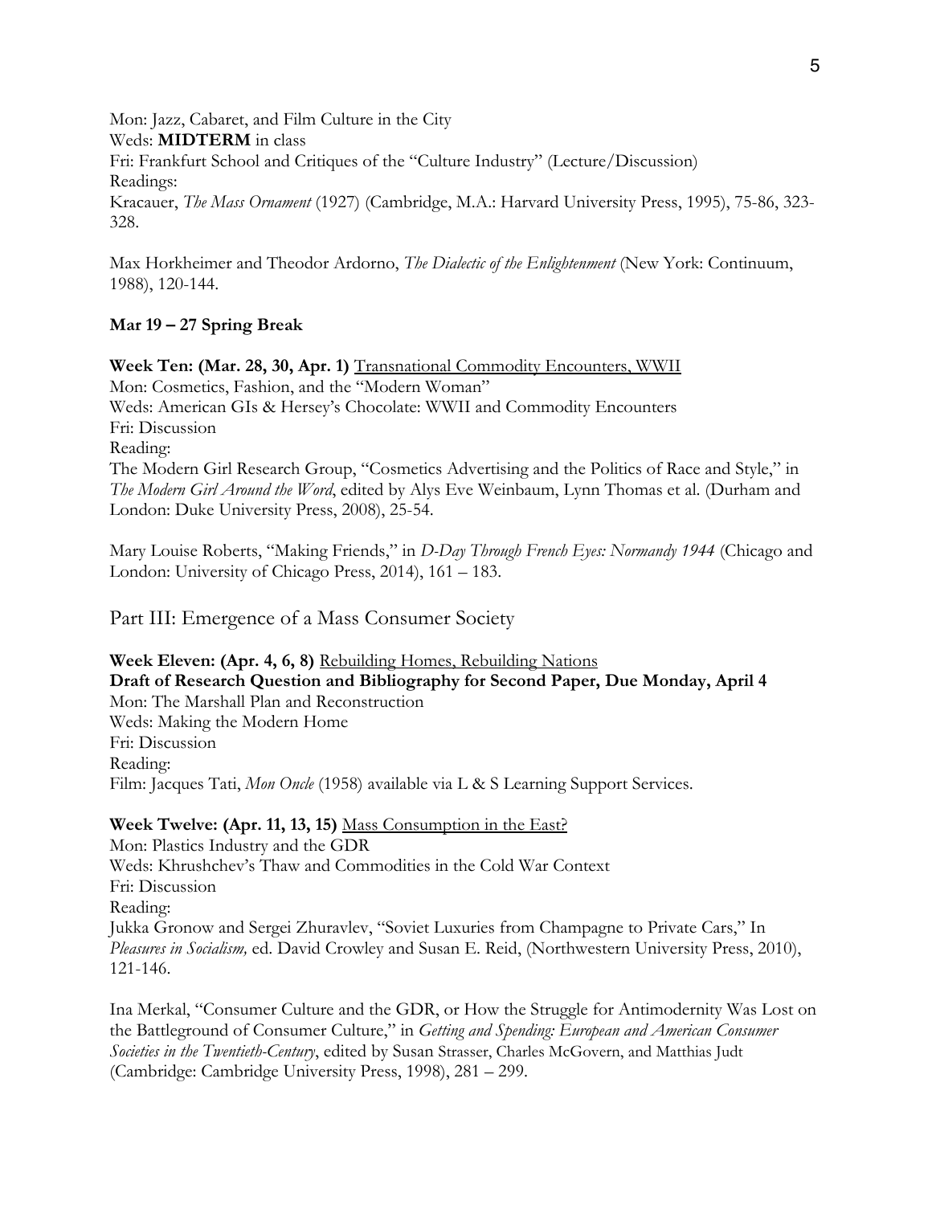Mon: Jazz, Cabaret, and Film Culture in the City
Weds: **MIDTERM** in class
Fri: Frankfurt School and Critiques of the "Culture Industry" (Lecture/Discussion)
Readings:
Kracauer, *The Mass Ornament* (1927) (Cambridge, M.A.: Harvard University Press, 1995), 75-86, 323-328.

Max Horkheimer and Theodor Ardorno, *The Dialectic of the Enlightenment* (New York: Continuum, 1988), 120-144.

**Mar 19 – 27 Spring Break**

**Week Ten: (Mar. 28, 30, Apr. 1)** Transnational Commodity Encounters, WWII
Mon: Cosmetics, Fashion, and the "Modern Woman"
Weds: American GIs & Hersey's Chocolate: WWII and Commodity Encounters
Fri: Discussion
Reading:
The Modern Girl Research Group, "Cosmetics Advertising and the Politics of Race and Style," in *The Modern Girl Around the Word*, edited by Alys Eve Weinbaum, Lynn Thomas et al. (Durham and London: Duke University Press, 2008), 25-54.

Mary Louise Roberts, "Making Friends," in *D-Day Through French Eyes: Normandy 1944* (Chicago and London: University of Chicago Press, 2014), 161 – 183.

## Part III: Emergence of a Mass Consumer Society

**Week Eleven: (Apr. 4, 6, 8)** Rebuilding Homes, Rebuilding Nations
**Draft of Research Question and Bibliography for Second Paper, Due Monday, April 4**
Mon: The Marshall Plan and Reconstruction
Weds: Making the Modern Home
Fri: Discussion
Reading:
Film: Jacques Tati, *Mon Oncle* (1958) available via L & S Learning Support Services.

**Week Twelve: (Apr. 11, 13, 15)** Mass Consumption in the East?
Mon: Plastics Industry and the GDR
Weds: Khrushchev's Thaw and Commodities in the Cold War Context
Fri: Discussion
Reading:
Jukka Gronow and Sergei Zhuravlev, "Soviet Luxuries from Champagne to Private Cars," In *Pleasures in Socialism,* ed. David Crowley and Susan E. Reid, (Northwestern University Press, 2010), 121-146.

Ina Merkal, "Consumer Culture and the GDR, or How the Struggle for Antimodernity Was Lost on the Battleground of Consumer Culture," in *Getting and Spending: European and American Consumer Societies in the Twentieth-Century*, edited by Susan Strasser, Charles McGovern, and Matthias Judt (Cambridge: Cambridge University Press, 1998), 281 – 299.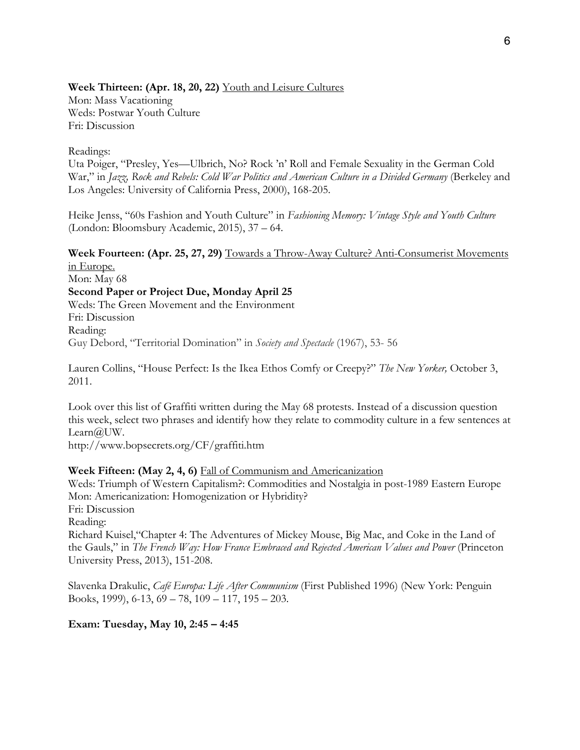**Week Thirteen: (Apr. 18, 20, 22)** Youth and Leisure Cultures
Mon: Mass Vacationing
Weds: Postwar Youth Culture
Fri: Discussion

Readings:
Uta Poiger, "Presley, Yes—Ulbrich, No? Rock 'n' Roll and Female Sexuality in the German Cold War," in *Jazz, Rock and Rebels: Cold War Politics and American Culture in a Divided Germany* (Berkeley and Los Angeles: University of California Press, 2000), 168-205.

Heike Jenss, "60s Fashion and Youth Culture" in *Fashioning Memory: Vintage Style and Youth Culture* (London: Bloomsbury Academic, 2015), 37 – 64.

**Week Fourteen: (Apr. 25, 27, 29)** Towards a Throw-Away Culture? Anti-Consumerist Movements in Europe.
Mon: May 68
**Second Paper or Project Due, Monday April 25**
Weds: The Green Movement and the Environment
Fri: Discussion
Reading:
Guy Debord, "Territorial Domination" in *Society and Spectacle* (1967), 53- 56

Lauren Collins, "House Perfect: Is the Ikea Ethos Comfy or Creepy?" *The New Yorker,* October 3, 2011.

Look over this list of Graffiti written during the May 68 protests. Instead of a discussion question this week, select two phrases and identify how they relate to commodity culture in a few sentences at Learn@UW.
http://www.bopsecrets.org/CF/graffiti.htm

**Week Fifteen: (May 2, 4, 6)** Fall of Communism and Americanization
Weds: Triumph of Western Capitalism?: Commodities and Nostalgia in post-1989 Eastern Europe
Mon: Americanization: Homogenization or Hybridity?
Fri: Discussion
Reading:
Richard Kuisel,"Chapter 4: The Adventures of Mickey Mouse, Big Mac, and Coke in the Land of the Gauls," in *The French Way: How France Embraced and Rejected American Values and Power* (Princeton University Press, 2013), 151-208.

Slavenka Drakulic, *Café Europa: Life After Communism* (First Published 1996) (New York: Penguin Books, 1999), 6-13, 69 – 78, 109 – 117, 195 – 203.

**Exam: Tuesday, May 10, 2:45 – 4:45**